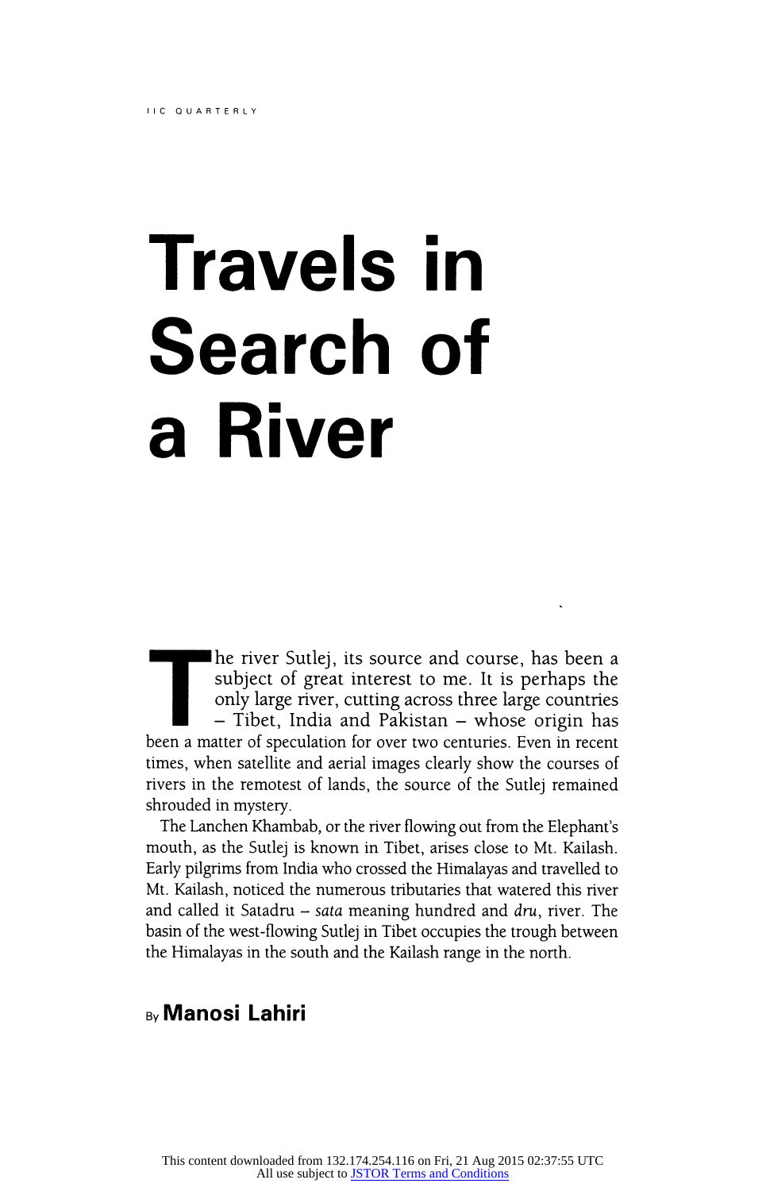# Travels in Search of a River

The river Sutlej, its source and course, has been a subject of great interest to me. It is perhaps the only large river, cutting across three large countries – Tibet, India and Pakistan – whose origin has been a matter of speculation for over two centuries. Even in recent times, when satellite and aerial images clearly show the courses of rivers in the remotest of lands, the source of the Sutlej remained shrouded in mystery.

The Lanchen Khambab, or the river flowing out from the Elephant's mouth, as the Sutlej is known in Tibet, arises close to Mt. Kailash. Early pilgrims from India who crossed the Himalayas and travelled to Mt. Kailash, noticed the numerous tributaries that watered this river and called it Satadru – *sata* meaning hundred and *dru*, river. The basin of the west-flowing Sutlej in Tibet occupies the trough between the Himalayas in the south and the Kailash range in the north.

By **Manosi Lahiri**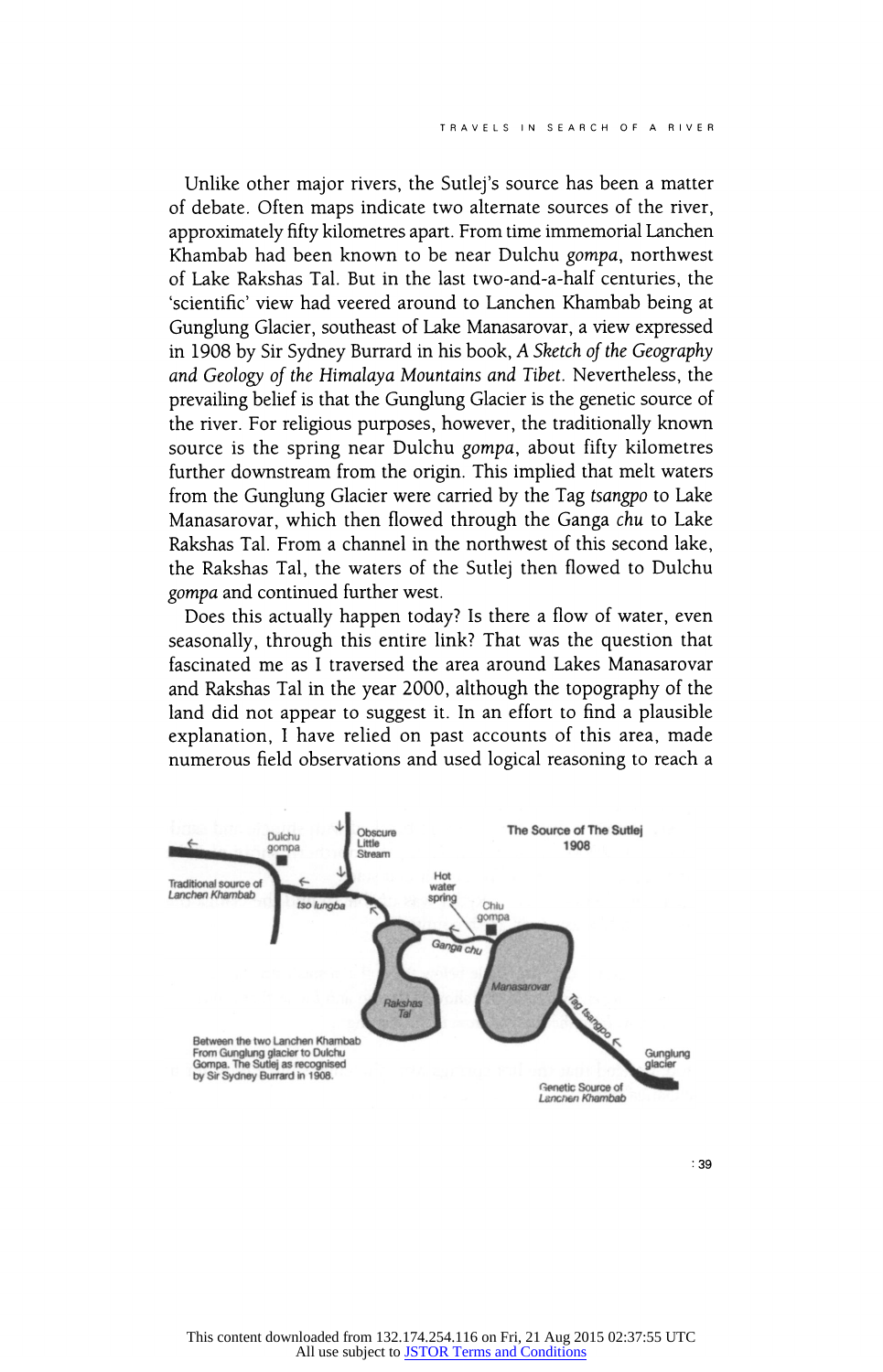Unlike other major rivers, the Sutlej's source has been a matter of debate. Often maps indicate two alternate sources of the river, approximately fifty kilometres apart. From time immemorial Lanchen Khambab had been known to be near Dulchu *gompa*, northwest of Lake Rakshas Tal. But in the last two-and-a-half centuries, the 'scientific' view had veered around to Lanchen Khambab being at Gunglung Glacier, southeast of Lake Manasarovar, a view expressed in 1908 by Sir Sydney Burrard in his book, *A Sketch of the Geography and Geology of the Himalaya Mountains and Tibet*. Nevertheless, the prevailing belief is that the Gunglung Glacier is the genetic source of the river. For religious purposes, however, the traditionally known source is the spring near Dulchu *gompa*, about fifty kilometres further downstream from the origin. This implied that melt waters from the Gunglung Glacier were carried by the Tag *tsangpo* to Lake Manasarovar, which then flowed through the Ganga *chu* to Lake Rakshas Tal. From a channel in the northwest of this second lake, the Rakshas Tal, the waters of the Sutlej then flowed to Dulchu *gompa* and continued further west.

Does this actually happen today? Is there a flow of water, even seasonally, through this entire link? That was the question that fascinated me as I traversed the area around Lakes Manasarovar and Rakshas Tal in the year 2000, although the topography of the land did not appear to suggest it. In an effort to find a plausible explanation, I have relied on past accounts of this area, made numerous field observations and used logical reasoning to reach a

The Source of The Sutlej 1908

Dulchu gompa; Obscure Little Stream; Traditional source of Lanchen Khambab; tso lungba; Hot water spring; Chiu gompa; Ganga chu; Rakshas Tal; Manasarovar; Tag tsangpo; Gunglung glacier; Genetic Source of Lanchen Khambab

Between the two Lanchen Khambab From Gunglung glacier to Dulchu Gompa. The Sutlej as recognised by Sir Sydney Burrard in 1908.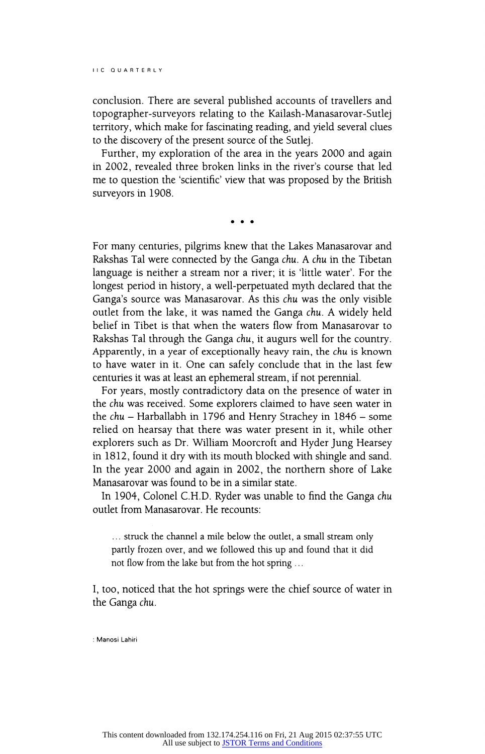conclusion. There are several published accounts of travellers and topographer-surveyors relating to the Kailash-Manasarovar-Sutlej territory, which make for fascinating reading, and yield several clues to the discovery of the present source of the Sutlej.

Further, my exploration of the area in the years 2000 and again in 2002, revealed three broken links in the river's course that led me to question the 'scientific' view that was proposed by the British surveyors in 1908.

• • •

For many centuries, pilgrims knew that the Lakes Manasarovar and Rakshas Tal were connected by the Ganga *chu*. A *chu* in the Tibetan language is neither a stream nor a river; it is 'little water'. For the longest period in history, a well-perpetuated myth declared that the Ganga's source was Manasarovar. As this *chu* was the only visible outlet from the lake, it was named the Ganga *chu*. A widely held belief in Tibet is that when the waters flow from Manasarovar to Rakshas Tal through the Ganga *chu*, it augurs well for the country. Apparently, in a year of exceptionally heavy rain, the *chu* is known to have water in it. One can safely conclude that in the last few centuries it was at least an ephemeral stream, if not perennial.

For years, mostly contradictory data on the presence of water in the *chu* was received. Some explorers claimed to have seen water in the *chu* – Harballabh in 1796 and Henry Strachey in 1846 – some relied on hearsay that there was water present in it, while other explorers such as Dr. William Moorcroft and Hyder Jung Hearsey in 1812, found it dry with its mouth blocked with shingle and sand. In the year 2000 and again in 2002, the northern shore of Lake Manasarovar was found to be in a similar state.

In 1904, Colonel C.H.D. Ryder was unable to find the Ganga *chu* outlet from Manasarovar. He recounts:

> … struck the channel a mile below the outlet, a small stream only partly frozen over, and we followed this up and found that it did not flow from the lake but from the hot spring …

I, too, noticed that the hot springs were the chief source of water in the Ganga *chu*.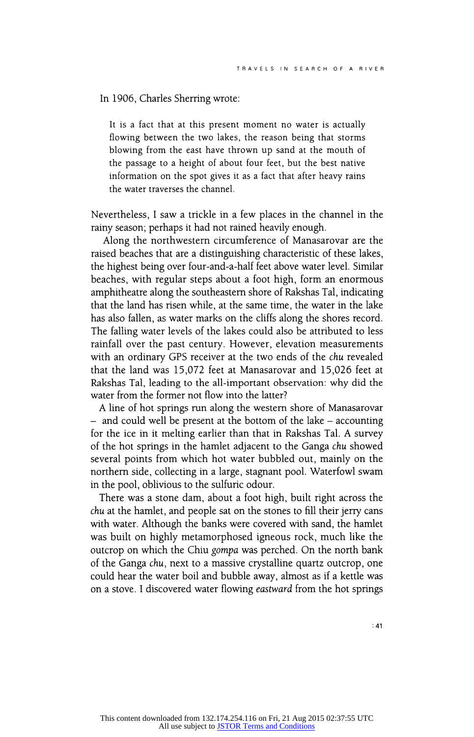In 1906, Charles Sherring wrote:

> It is a fact that at this present moment no water is actually flowing between the two lakes, the reason being that storms blowing from the east have thrown up sand at the mouth of the passage to a height of about four feet, but the best native information on the spot gives it as a fact that after heavy rains the water traverses the channel.

Nevertheless, I saw a trickle in a few places in the channel in the rainy season; perhaps it had not rained heavily enough.

Along the northwestern circumference of Manasarovar are the raised beaches that are a distinguishing characteristic of these lakes, the highest being over four-and-a-half feet above water level. Similar beaches, with regular steps about a foot high, form an enormous amphitheatre along the southeastern shore of Rakshas Tal, indicating that the land has risen while, at the same time, the water in the lake has also fallen, as water marks on the cliffs along the shores record. The falling water levels of the lakes could also be attributed to less rainfall over the past century. However, elevation measurements with an ordinary GPS receiver at the two ends of the *chu* revealed that the land was 15,072 feet at Manasarovar and 15,026 feet at Rakshas Tal, leading to the all-important observation: why did the water from the former not flow into the latter?

A line of hot springs run along the western shore of Manasarovar – and could well be present at the bottom of the lake – accounting for the ice in it melting earlier than that in Rakshas Tal. A survey of the hot springs in the hamlet adjacent to the Ganga *chu* showed several points from which hot water bubbled out, mainly on the northern side, collecting in a large, stagnant pool. Waterfowl swam in the pool, oblivious to the sulfuric odour.

There was a stone dam, about a foot high, built right across the *chu* at the hamlet, and people sat on the stones to fill their jerry cans with water. Although the banks were covered with sand, the hamlet was built on highly metamorphosed igneous rock, much like the outcrop on which the Chiu *gompa* was perched. On the north bank of the Ganga *chu*, next to a massive crystalline quartz outcrop, one could hear the water boil and bubble away, almost as if a kettle was on a stove. I discovered water flowing *eastward* from the hot springs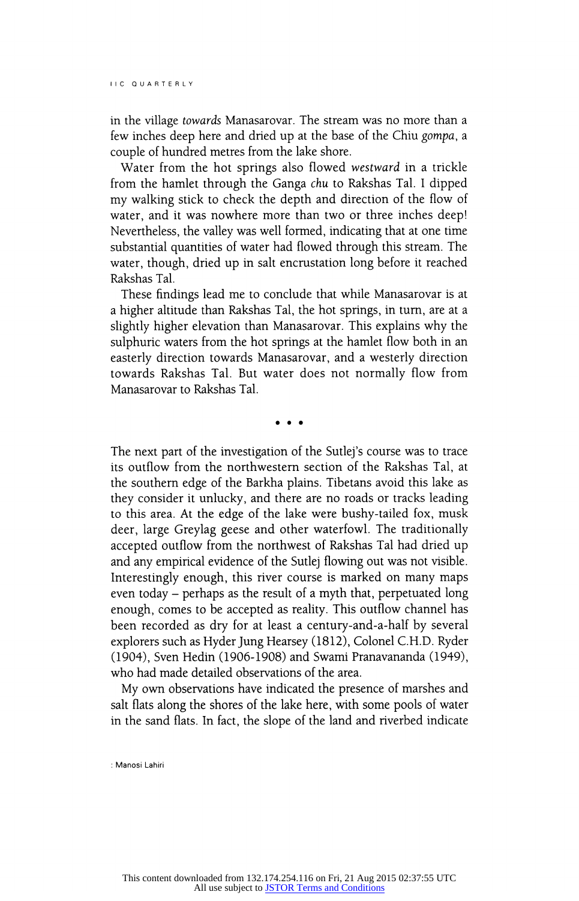in the village *towards* Manasarovar. The stream was no more than a few inches deep here and dried up at the base of the Chiu *gompa*, a couple of hundred metres from the lake shore.

Water from the hot springs also flowed *westward* in a trickle from the hamlet through the Ganga *chu* to Rakshas Tal. I dipped my walking stick to check the depth and direction of the flow of water, and it was nowhere more than two or three inches deep! Nevertheless, the valley was well formed, indicating that at one time substantial quantities of water had flowed through this stream. The water, though, dried up in salt encrustation long before it reached Rakshas Tal.

These findings lead me to conclude that while Manasarovar is at a higher altitude than Rakshas Tal, the hot springs, in turn, are at a slightly higher elevation than Manasarovar. This explains why the sulphuric waters from the hot springs at the hamlet flow both in an easterly direction towards Manasarovar, and a westerly direction towards Rakshas Tal. But water does not normally flow from Manasarovar to Rakshas Tal.

• • •

The next part of the investigation of the Sutlej's course was to trace its outflow from the northwestern section of the Rakshas Tal, at the southern edge of the Barkha plains. Tibetans avoid this lake as they consider it unlucky, and there are no roads or tracks leading to this area. At the edge of the lake were bushy-tailed fox, musk deer, large Greylag geese and other waterfowl. The traditionally accepted outflow from the northwest of Rakshas Tal had dried up and any empirical evidence of the Sutlej flowing out was not visible. Interestingly enough, this river course is marked on many maps even today – perhaps as the result of a myth that, perpetuated long enough, comes to be accepted as reality. This outflow channel has been recorded as dry for at least a century-and-a-half by several explorers such as Hyder Jung Hearsey (1812), Colonel C.H.D. Ryder (1904), Sven Hedin (1906-1908) and Swami Pranavananda (1949), who had made detailed observations of the area.

My own observations have indicated the presence of marshes and salt flats along the shores of the lake here, with some pools of water in the sand flats. In fact, the slope of the land and riverbed indicate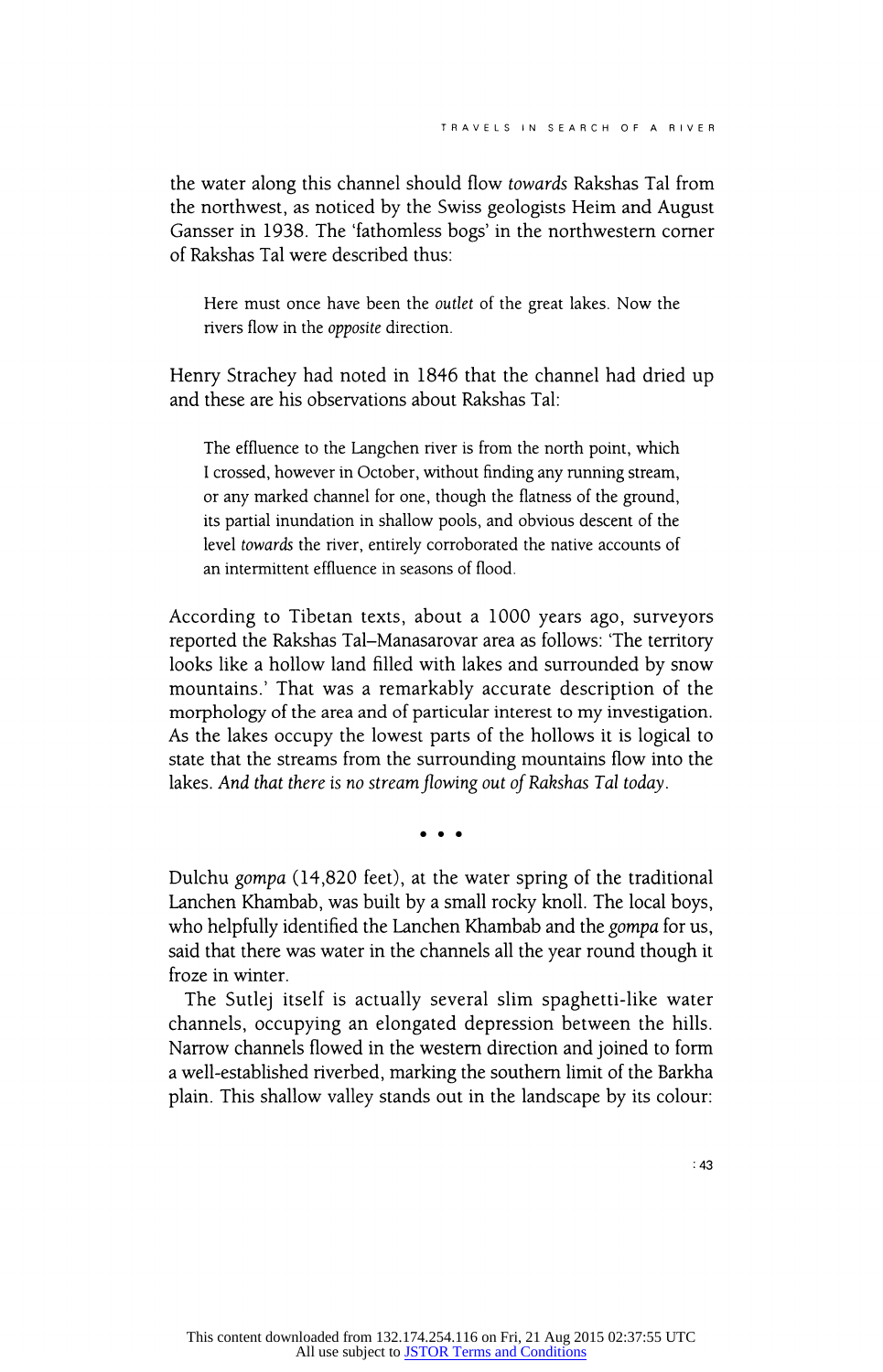the water along this channel should flow *towards* Rakshas Tal from the northwest, as noticed by the Swiss geologists Heim and August Gansser in 1938. The 'fathomless bogs' in the northwestern corner of Rakshas Tal were described thus:

> Here must once have been the *outlet* of the great lakes. Now the rivers flow in the *opposite* direction.

Henry Strachey had noted in 1846 that the channel had dried up and these are his observations about Rakshas Tal:

> The effluence to the Langchen river is from the north point, which I crossed, however in October, without finding any running stream, or any marked channel for one, though the flatness of the ground, its partial inundation in shallow pools, and obvious descent of the level *towards* the river, entirely corroborated the native accounts of an intermittent effluence in seasons of flood.

According to Tibetan texts, about a 1000 years ago, surveyors reported the Rakshas Tal–Manasarovar area as follows: 'The territory looks like a hollow land filled with lakes and surrounded by snow mountains.' That was a remarkably accurate description of the morphology of the area and of particular interest to my investigation. As the lakes occupy the lowest parts of the hollows it is logical to state that the streams from the surrounding mountains flow into the lakes. *And that there is no stream flowing out of Rakshas Tal today*.

• • •

Dulchu *gompa* (14,820 feet), at the water spring of the traditional Lanchen Khambab, was built by a small rocky knoll. The local boys, who helpfully identified the Lanchen Khambab and the *gompa* for us, said that there was water in the channels all the year round though it froze in winter.

The Sutlej itself is actually several slim spaghetti-like water channels, occupying an elongated depression between the hills. Narrow channels flowed in the western direction and joined to form a well-established riverbed, marking the southern limit of the Barkha plain. This shallow valley stands out in the landscape by its colour: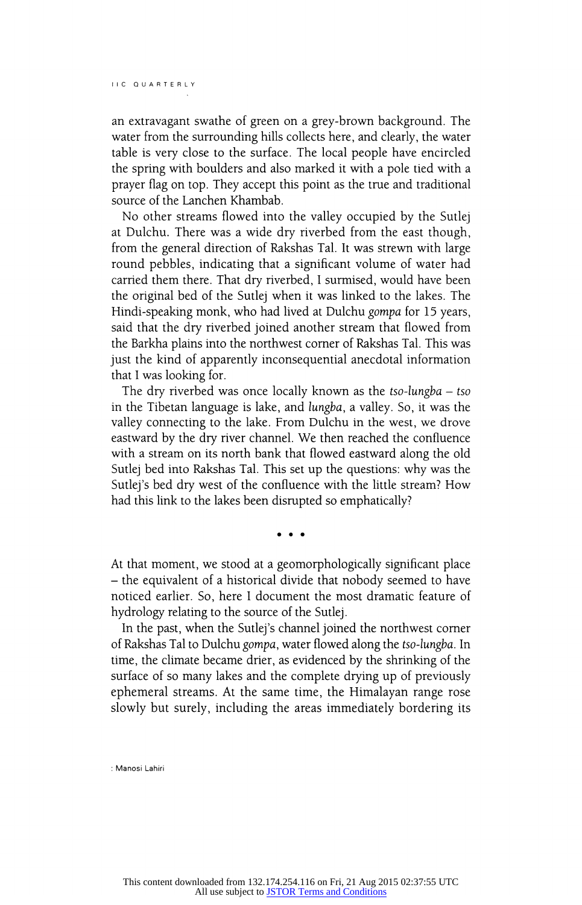an extravagant swathe of green on a grey-brown background. The water from the surrounding hills collects here, and clearly, the water table is very close to the surface. The local people have encircled the spring with boulders and also marked it with a pole tied with a prayer flag on top. They accept this point as the true and traditional source of the Lanchen Khambab.

No other streams flowed into the valley occupied by the Sutlej at Dulchu. There was a wide dry riverbed from the east though, from the general direction of Rakshas Tal. It was strewn with large round pebbles, indicating that a significant volume of water had carried them there. That dry riverbed, I surmised, would have been the original bed of the Sutlej when it was linked to the lakes. The Hindi-speaking monk, who had lived at Dulchu *gompa* for 15 years, said that the dry riverbed joined another stream that flowed from the Barkha plains into the northwest corner of Rakshas Tal. This was just the kind of apparently inconsequential anecdotal information that I was looking for.

The dry riverbed was once locally known as the *tso-lungba* – *tso* in the Tibetan language is lake, and *lungba*, a valley. So, it was the valley connecting to the lake. From Dulchu in the west, we drove eastward by the dry river channel. We then reached the confluence with a stream on its north bank that flowed eastward along the old Sutlej bed into Rakshas Tal. This set up the questions: why was the Sutlej's bed dry west of the confluence with the little stream? How had this link to the lakes been disrupted so emphatically?

• • •

At that moment, we stood at a geomorphologically significant place – the equivalent of a historical divide that nobody seemed to have noticed earlier. So, here I document the most dramatic feature of hydrology relating to the source of the Sutlej.

In the past, when the Sutlej's channel joined the northwest corner of Rakshas Tal to Dulchu *gompa*, water flowed along the *tso-lungba*. In time, the climate became drier, as evidenced by the shrinking of the surface of so many lakes and the complete drying up of previously ephemeral streams. At the same time, the Himalayan range rose slowly but surely, including the areas immediately bordering its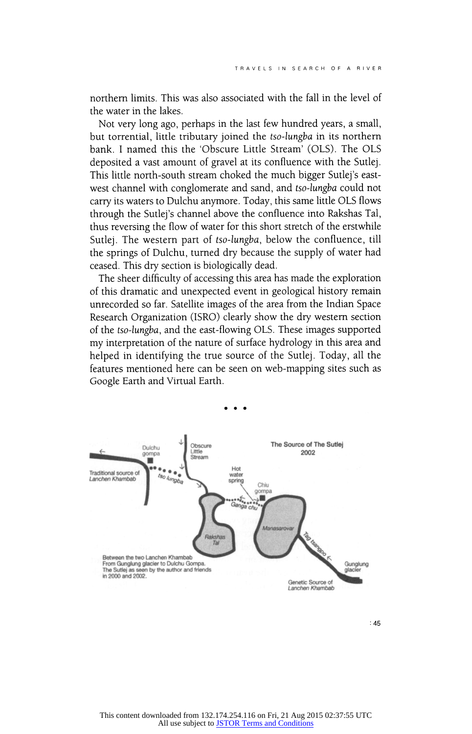northern limits. This was also associated with the fall in the level of the water in the lakes.

Not very long ago, perhaps in the last few hundred years, a small, but torrential, little tributary joined the *tso-lungba* in its northern bank. I named this the 'Obscure Little Stream' (OLS). The OLS deposited a vast amount of gravel at its confluence with the Sutlej. This little north-south stream choked the much bigger Sutlej's east-west channel with conglomerate and sand, and *tso-lungba* could not carry its waters to Dulchu anymore. Today, this same little OLS flows through the Sutlej's channel above the confluence into Rakshas Tal, thus reversing the flow of water for this short stretch of the erstwhile Sutlej. The western part of *tso-lungba*, below the confluence, till the springs of Dulchu, turned dry because the supply of water had ceased. This dry section is biologically dead.

The sheer difficulty of accessing this area has made the exploration of this dramatic and unexpected event in geological history remain unrecorded so far. Satellite images of the area from the Indian Space Research Organization (ISRO) clearly show the dry western section of the *tso-lungba*, and the east-flowing OLS. These images supported my interpretation of the nature of surface hydrology in this area and helped in identifying the true source of the Sutlej. Today, all the features mentioned here can be seen on web-mapping sites such as Google Earth and Virtual Earth.

• • •

The Source of The Sutlej 2002

Dulchu gompa · Obscure Little Stream · Traditional source of *Lanchen Khambab* · *tso lungba* · Hot water spring · Chiu gompa · *Ganga chu* · Rakshas Tal · Manasarovar · *Tag tsangpo* · Gunglung glacier · Genetic Source of *Lanchen Khambab*

Between the two Lanchen Khambab From Gunglung glacier to Dulchu Gompa. The Sutlej as seen by the author and friends in 2000 and 2002.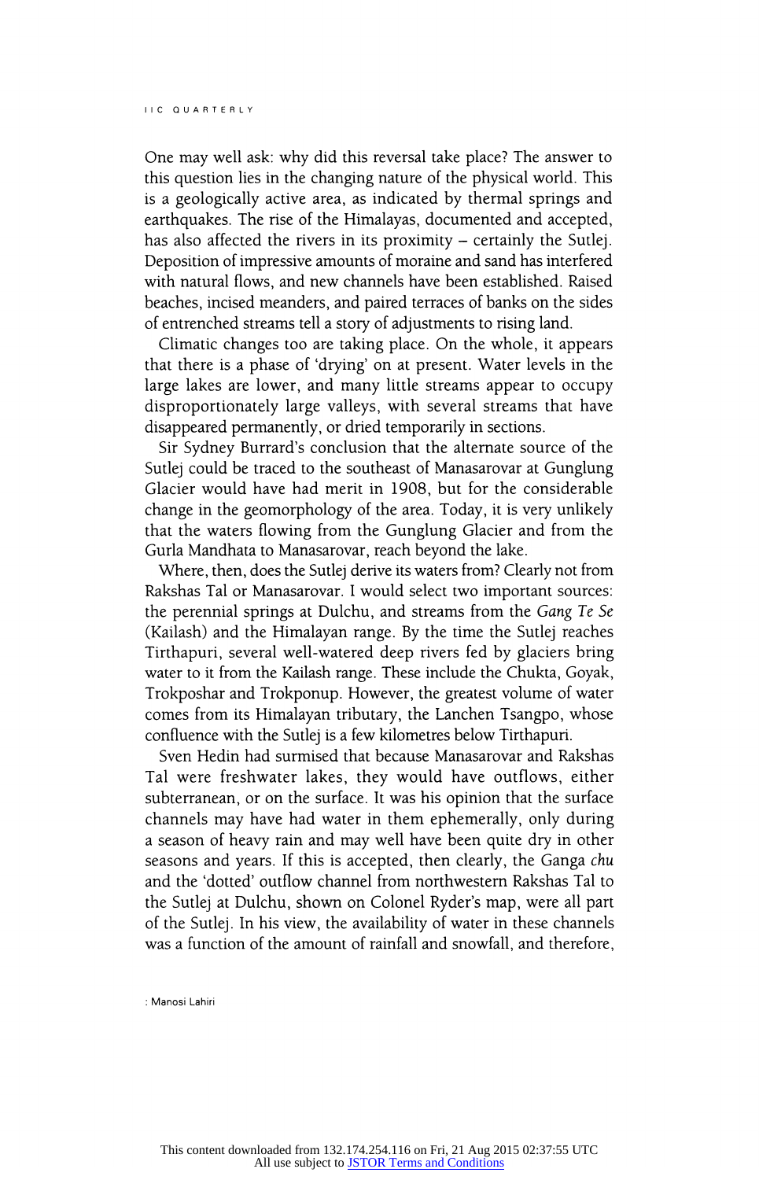One may well ask: why did this reversal take place? The answer to this question lies in the changing nature of the physical world. This is a geologically active area, as indicated by thermal springs and earthquakes. The rise of the Himalayas, documented and accepted, has also affected the rivers in its proximity – certainly the Sutlej. Deposition of impressive amounts of moraine and sand has interfered with natural flows, and new channels have been established. Raised beaches, incised meanders, and paired terraces of banks on the sides of entrenched streams tell a story of adjustments to rising land.

Climatic changes too are taking place. On the whole, it appears that there is a phase of 'drying' on at present. Water levels in the large lakes are lower, and many little streams appear to occupy disproportionately large valleys, with several streams that have disappeared permanently, or dried temporarily in sections.

Sir Sydney Burrard's conclusion that the alternate source of the Sutlej could be traced to the southeast of Manasarovar at Gunglung Glacier would have had merit in 1908, but for the considerable change in the geomorphology of the area. Today, it is very unlikely that the waters flowing from the Gunglung Glacier and from the Gurla Mandhata to Manasarovar, reach beyond the lake.

Where, then, does the Sutlej derive its waters from? Clearly not from Rakshas Tal or Manasarovar. I would select two important sources: the perennial springs at Dulchu, and streams from the *Gang Te Se* (Kailash) and the Himalayan range. By the time the Sutlej reaches Tirthapuri, several well-watered deep rivers fed by glaciers bring water to it from the Kailash range. These include the Chukta, Goyak, Trokposhar and Trokponup. However, the greatest volume of water comes from its Himalayan tributary, the Lanchen Tsangpo, whose confluence with the Sutlej is a few kilometres below Tirthapuri.

Sven Hedin had surmised that because Manasarovar and Rakshas Tal were freshwater lakes, they would have outflows, either subterranean, or on the surface. It was his opinion that the surface channels may have had water in them ephemerally, only during a season of heavy rain and may well have been quite dry in other seasons and years. If this is accepted, then clearly, the Ganga *chu* and the 'dotted' outflow channel from northwestern Rakshas Tal to the Sutlej at Dulchu, shown on Colonel Ryder's map, were all part of the Sutlej. In his view, the availability of water in these channels was a function of the amount of rainfall and snowfall, and therefore,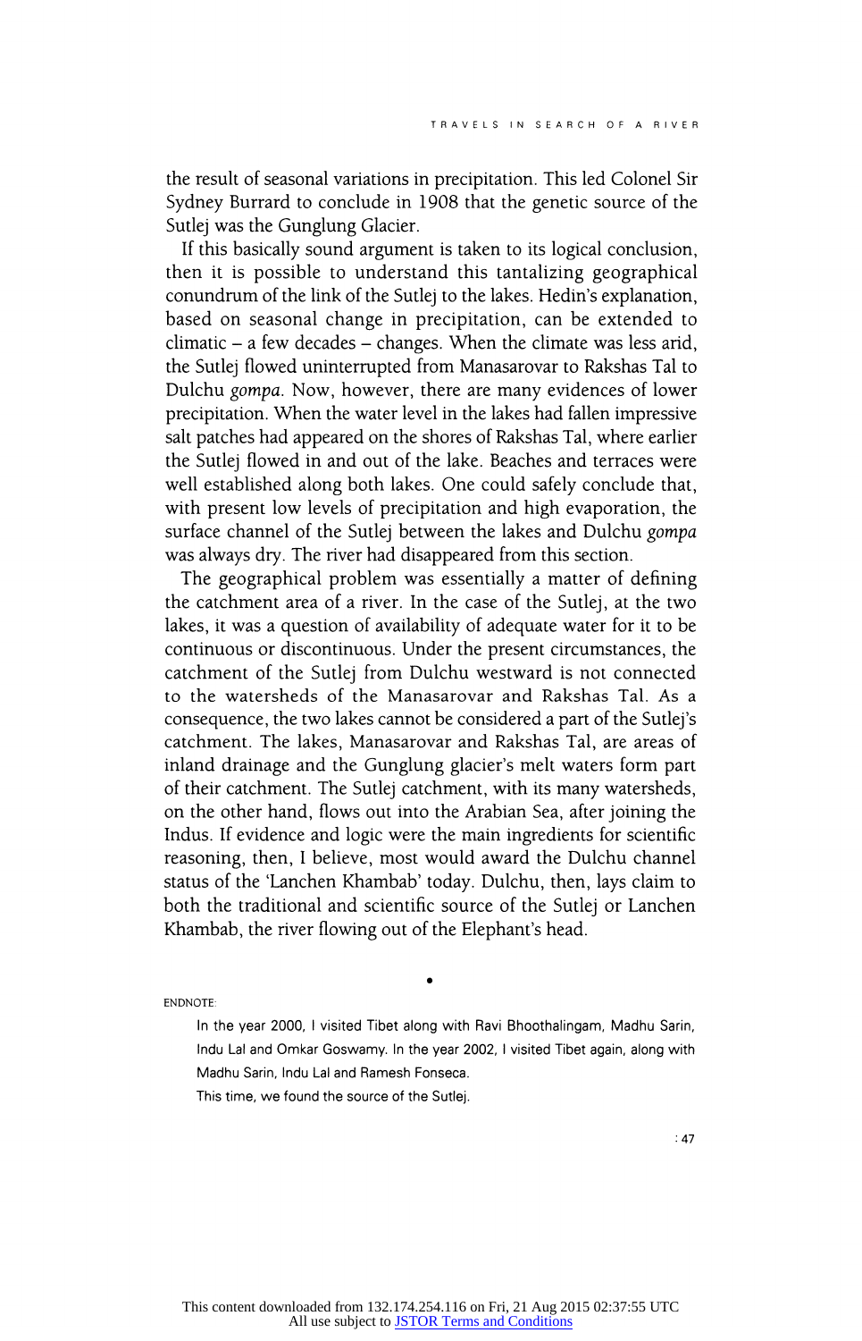the result of seasonal variations in precipitation. This led Colonel Sir Sydney Burrard to conclude in 1908 that the genetic source of the Sutlej was the Gunglung Glacier.

If this basically sound argument is taken to its logical conclusion, then it is possible to understand this tantalizing geographical conundrum of the link of the Sutlej to the lakes. Hedin's explanation, based on seasonal change in precipitation, can be extended to climatic – a few decades – changes. When the climate was less arid, the Sutlej flowed uninterrupted from Manasarovar to Rakshas Tal to Dulchu *gompa*. Now, however, there are many evidences of lower precipitation. When the water level in the lakes had fallen impressive salt patches had appeared on the shores of Rakshas Tal, where earlier the Sutlej flowed in and out of the lake. Beaches and terraces were well established along both lakes. One could safely conclude that, with present low levels of precipitation and high evaporation, the surface channel of the Sutlej between the lakes and Dulchu *gompa* was always dry. The river had disappeared from this section.

The geographical problem was essentially a matter of defining the catchment area of a river. In the case of the Sutlej, at the two lakes, it was a question of availability of adequate water for it to be continuous or discontinuous. Under the present circumstances, the catchment of the Sutlej from Dulchu westward is not connected to the watersheds of the Manasarovar and Rakshas Tal. As a consequence, the two lakes cannot be considered a part of the Sutlej's catchment. The lakes, Manasarovar and Rakshas Tal, are areas of inland drainage and the Gunglung glacier's melt waters form part of their catchment. The Sutlej catchment, with its many watersheds, on the other hand, flows out into the Arabian Sea, after joining the Indus. If evidence and logic were the main ingredients for scientific reasoning, then, I believe, most would award the Dulchu channel status of the 'Lanchen Khambab' today. Dulchu, then, lays claim to both the traditional and scientific source of the Sutlej or Lanchen Khambab, the river flowing out of the Elephant's head.

•

ENDNOTE:

In the year 2000, I visited Tibet along with Ravi Bhoothalingam, Madhu Sarin, Indu Lal and Omkar Goswamy. In the year 2002, I visited Tibet again, along with Madhu Sarin, Indu Lal and Ramesh Fonseca.

This time, we found the source of the Sutlej.